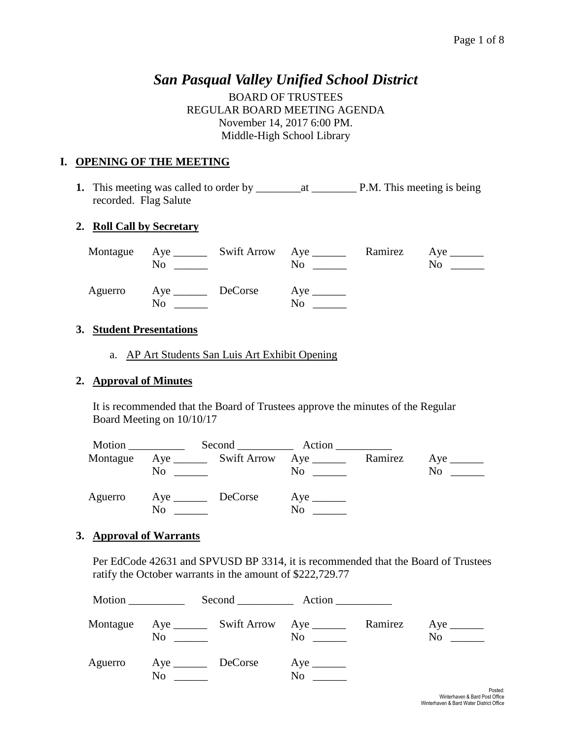# *San Pasqual Valley Unified School District*

BOARD OF TRUSTEES
REGULAR BOARD MEETING AGENDA
November 14, 2017 6:00 PM.
Middle-High School Library

## I. OPENING OF THE MEETING

**1.** This meeting was called to order by ________at ________ P.M. This meeting is being recorded. Flag Salute

**2. Roll Call by Secretary**

| | | | | | |
|---|---|---|---|---|---|
| Montague | Aye ______<br>No ______ | Swift Arrow | Aye ______<br>No ______ | Ramirez | Aye ______<br>No ______ |
| Aguerro | Aye ______<br>No ______ | DeCorse | Aye ______<br>No ______ | | |

**3. Student Presentations**

a. AP Art Students San Luis Art Exhibit Opening

**2. Approval of Minutes**

It is recommended that the Board of Trustees approve the minutes of the Regular Board Meeting on 10/10/17

Motion __________ Second __________ Action __________

| | | | | | |
|---|---|---|---|---|---|
| Montague | Aye ______<br>No ______ | Swift Arrow | Aye ______<br>No ______ | Ramirez | Aye ______<br>No ______ |
| Aguerro | Aye ______<br>No ______ | DeCorse | Aye ______<br>No ______ | | |

**3. Approval of Warrants**

Per EdCode 42631 and SPVUSD BP 3314, it is recommended that the Board of Trustees ratify the October warrants in the amount of $222,729.77

Motion __________ Second __________ Action __________

| | | | | | |
|---|---|---|---|---|---|
| Montague | Aye ______<br>No ______ | Swift Arrow | Aye ______<br>No ______ | Ramirez | Aye ______<br>No ______ |
| Aguerro | Aye ______<br>No ______ | DeCorse | Aye ______<br>No ______ | | |

Posted:
Winterhaven & Bard Post Office
Winterhaven & Bard Water District Office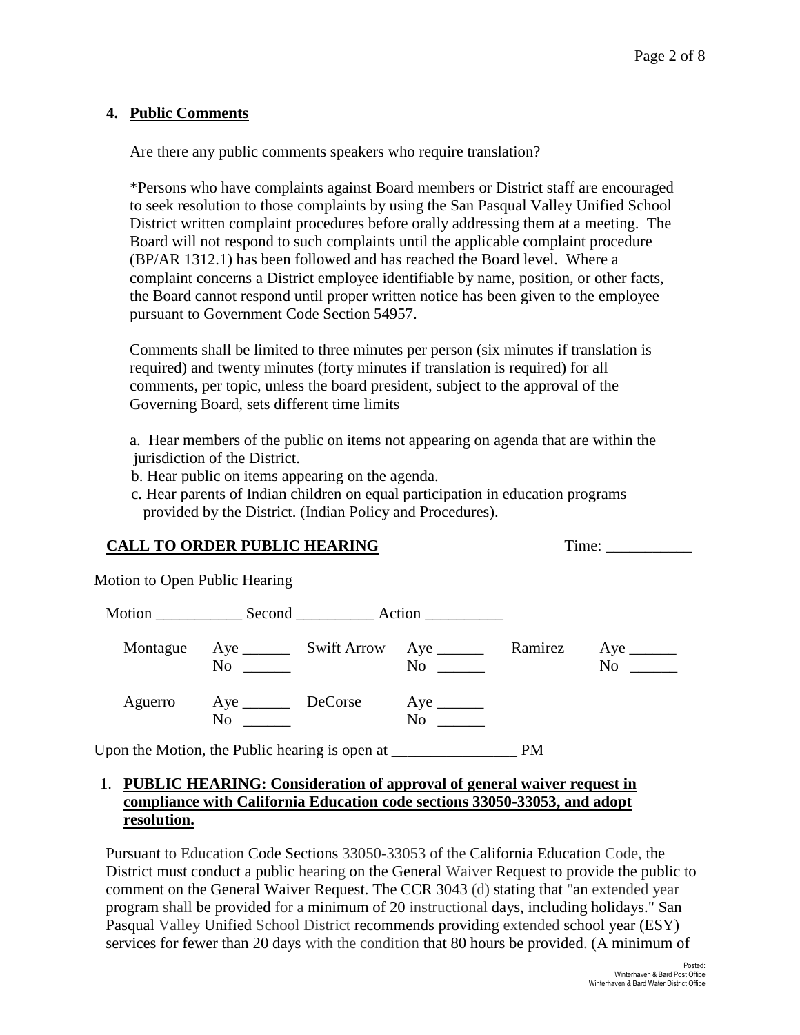## 4. **Public Comments**

Are there any public comments speakers who require translation?

*Persons who have complaints against Board members or District staff are encouraged to seek resolution to those complaints by using the San Pasqual Valley Unified School District written complaint procedures before orally addressing them at a meeting. The Board will not respond to such complaints until the applicable complaint procedure (BP/AR 1312.1) has been followed and has reached the Board level. Where a complaint concerns a District employee identifiable by name, position, or other facts, the Board cannot respond until proper written notice has been given to the employee pursuant to Government Code Section 54957.

Comments shall be limited to three minutes per person (six minutes if translation is required) and twenty minutes (forty minutes if translation is required) for all comments, per topic, unless the board president, subject to the approval of the Governing Board, sets different time limits

a. Hear members of the public on items not appearing on agenda that are within the jurisdiction of the District.
b. Hear public on items appearing on the agenda.
c. Hear parents of Indian children on equal participation in education programs provided by the District. (Indian Policy and Procedures).

**CALL TO ORDER PUBLIC HEARING** Time: ___________

Motion to Open Public Hearing

Motion ___________ Second __________ Action __________

| | | | | | |
|---|---|---|---|---|---|
| Montague | Aye ______ No ______ | Swift Arrow | Aye ______ No ______ | Ramirez | Aye ______ No ______ |
| Aguerro | Aye ______ No ______ | DeCorse | Aye ______ No ______ | | |

Upon the Motion, the Public hearing is open at ________________ PM

1. **PUBLIC HEARING: Consideration of approval of general waiver request in compliance with California Education code sections 33050-33053, and adopt resolution.**

Pursuant to Education Code Sections 33050-33053 of the California Education Code, the District must conduct a public hearing on the General Waiver Request to provide the public to comment on the General Waiver Request. The CCR 3043 (d) stating that "an extended year program shall be provided for a minimum of 20 instructional days, including holidays." San Pasqual Valley Unified School District recommends providing extended school year (ESY) services for fewer than 20 days with the condition that 80 hours be provided. (A minimum of

Posted:
Winterhaven & Bard Post Office
Winterhaven & Bard Water District Office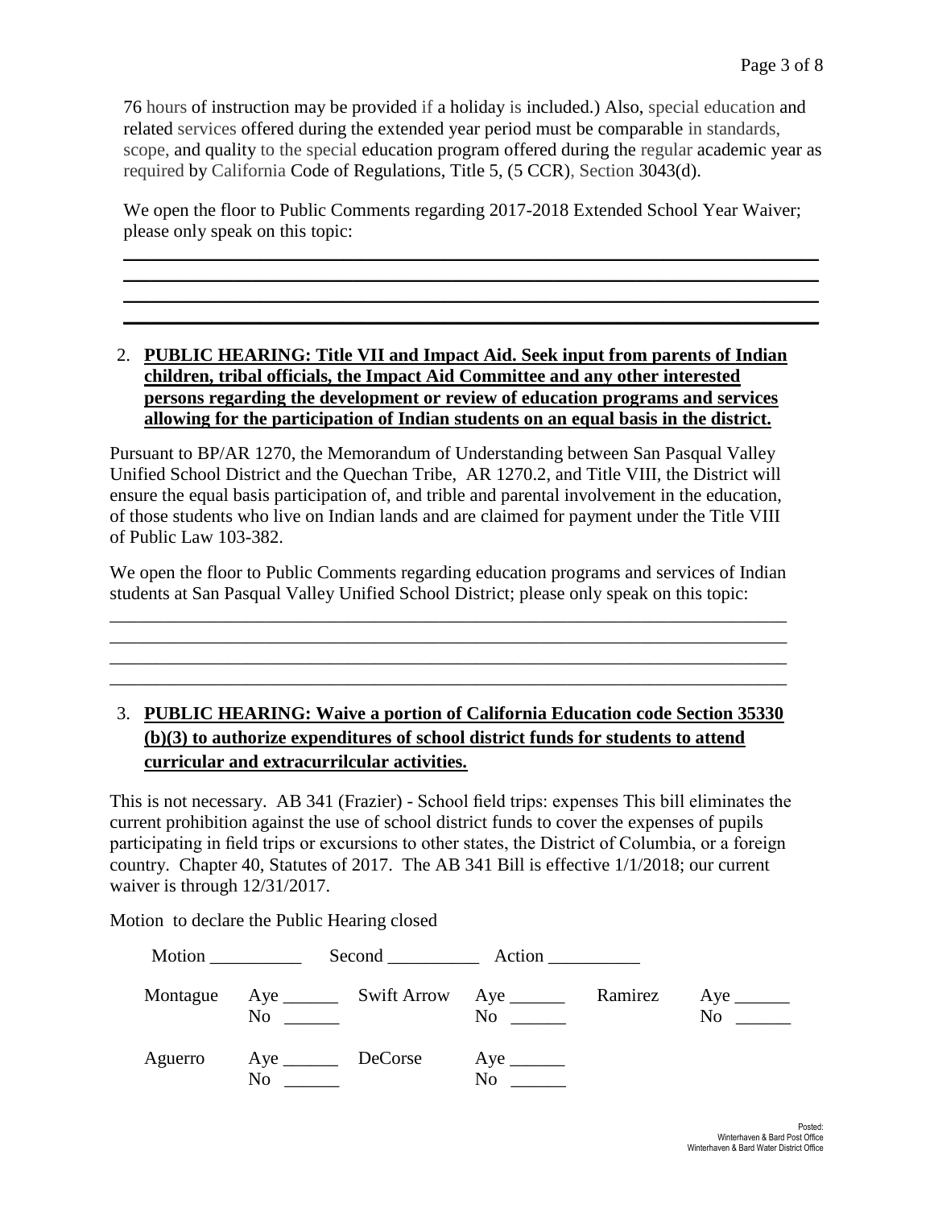76 hours of instruction may be provided if a holiday is included.) Also, special education and related services offered during the extended year period must be comparable in standards, scope, and quality to the special education program offered during the regular academic year as required by California Code of Regulations, Title 5, (5 CCR), Section 3043(d).

We open the floor to Public Comments regarding 2017-2018 Extended School Year Waiver; please only speak on this topic:

\_\_\_\_\_\_\_\_\_\_\_\_\_\_\_\_\_\_\_\_\_\_\_\_\_\_\_\_\_\_\_\_\_\_\_\_\_\_\_\_\_\_\_\_\_\_\_\_\_\_\_\_\_\_\_\_\_\_\_\_\_\_\_\_\_\_\_\_\_\_\_\_
\_\_\_\_\_\_\_\_\_\_\_\_\_\_\_\_\_\_\_\_\_\_\_\_\_\_\_\_\_\_\_\_\_\_\_\_\_\_\_\_\_\_\_\_\_\_\_\_\_\_\_\_\_\_\_\_\_\_\_\_\_\_\_\_\_\_\_\_\_\_\_\_
\_\_\_\_\_\_\_\_\_\_\_\_\_\_\_\_\_\_\_\_\_\_\_\_\_\_\_\_\_\_\_\_\_\_\_\_\_\_\_\_\_\_\_\_\_\_\_\_\_\_\_\_\_\_\_\_\_\_\_\_\_\_\_\_\_\_\_\_\_\_\_\_
\_\_\_\_\_\_\_\_\_\_\_\_\_\_\_\_\_\_\_\_\_\_\_\_\_\_\_\_\_\_\_\_\_\_\_\_\_\_\_\_\_\_\_\_\_\_\_\_\_\_\_\_\_\_\_\_\_\_\_\_\_\_\_\_\_\_\_\_\_\_\_\_

2. **PUBLIC HEARING: Title VII and Impact Aid. Seek input from parents of Indian children, tribal officials, the Impact Aid Committee and any other interested persons regarding the development or review of education programs and services allowing for the participation of Indian students on an equal basis in the district.**

Pursuant to BP/AR 1270, the Memorandum of Understanding between San Pasqual Valley Unified School District and the Quechan Tribe, AR 1270.2, and Title VIII, the District will ensure the equal basis participation of, and trible and parental involvement in the education, of those students who live on Indian lands and are claimed for payment under the Title VIII of Public Law 103-382.

We open the floor to Public Comments regarding education programs and services of Indian students at San Pasqual Valley Unified School District; please only speak on this topic:

\_\_\_\_\_\_\_\_\_\_\_\_\_\_\_\_\_\_\_\_\_\_\_\_\_\_\_\_\_\_\_\_\_\_\_\_\_\_\_\_\_\_\_\_\_\_\_\_\_\_\_\_\_\_\_\_\_\_\_\_\_\_\_\_\_\_\_\_\_\_\_\_
\_\_\_\_\_\_\_\_\_\_\_\_\_\_\_\_\_\_\_\_\_\_\_\_\_\_\_\_\_\_\_\_\_\_\_\_\_\_\_\_\_\_\_\_\_\_\_\_\_\_\_\_\_\_\_\_\_\_\_\_\_\_\_\_\_\_\_\_\_\_\_\_
\_\_\_\_\_\_\_\_\_\_\_\_\_\_\_\_\_\_\_\_\_\_\_\_\_\_\_\_\_\_\_\_\_\_\_\_\_\_\_\_\_\_\_\_\_\_\_\_\_\_\_\_\_\_\_\_\_\_\_\_\_\_\_\_\_\_\_\_\_\_\_\_
\_\_\_\_\_\_\_\_\_\_\_\_\_\_\_\_\_\_\_\_\_\_\_\_\_\_\_\_\_\_\_\_\_\_\_\_\_\_\_\_\_\_\_\_\_\_\_\_\_\_\_\_\_\_\_\_\_\_\_\_\_\_\_\_\_\_\_\_\_\_\_\_

3. **PUBLIC HEARING: Waive a portion of California Education code Section 35330 (b)(3) to authorize expenditures of school district funds for students to attend curricular and extracurrilcular activities.**

This is not necessary. AB 341 (Frazier) - School field trips: expenses This bill eliminates the current prohibition against the use of school district funds to cover the expenses of pupils participating in field trips or excursions to other states, the District of Columbia, or a foreign country. Chapter 40, Statutes of 2017. The AB 341 Bill is effective 1/1/2018; our current waiver is through 12/31/2017.

Motion to declare the Public Hearing closed

Motion \_\_\_\_\_\_\_\_\_\_ Second \_\_\_\_\_\_\_\_\_\_ Action \_\_\_\_\_\_\_\_\_\_

| | | | | | |
|---|---|---|---|---|---|
| Montague | Aye \_\_\_\_\_\_ No \_\_\_\_\_\_ | Swift Arrow | Aye \_\_\_\_\_\_ No \_\_\_\_\_\_ | Ramirez | Aye \_\_\_\_\_\_ No \_\_\_\_\_\_ |
| Aguerro | Aye \_\_\_\_\_\_ No \_\_\_\_\_\_ | DeCorse | Aye \_\_\_\_\_\_ No \_\_\_\_\_\_ | | |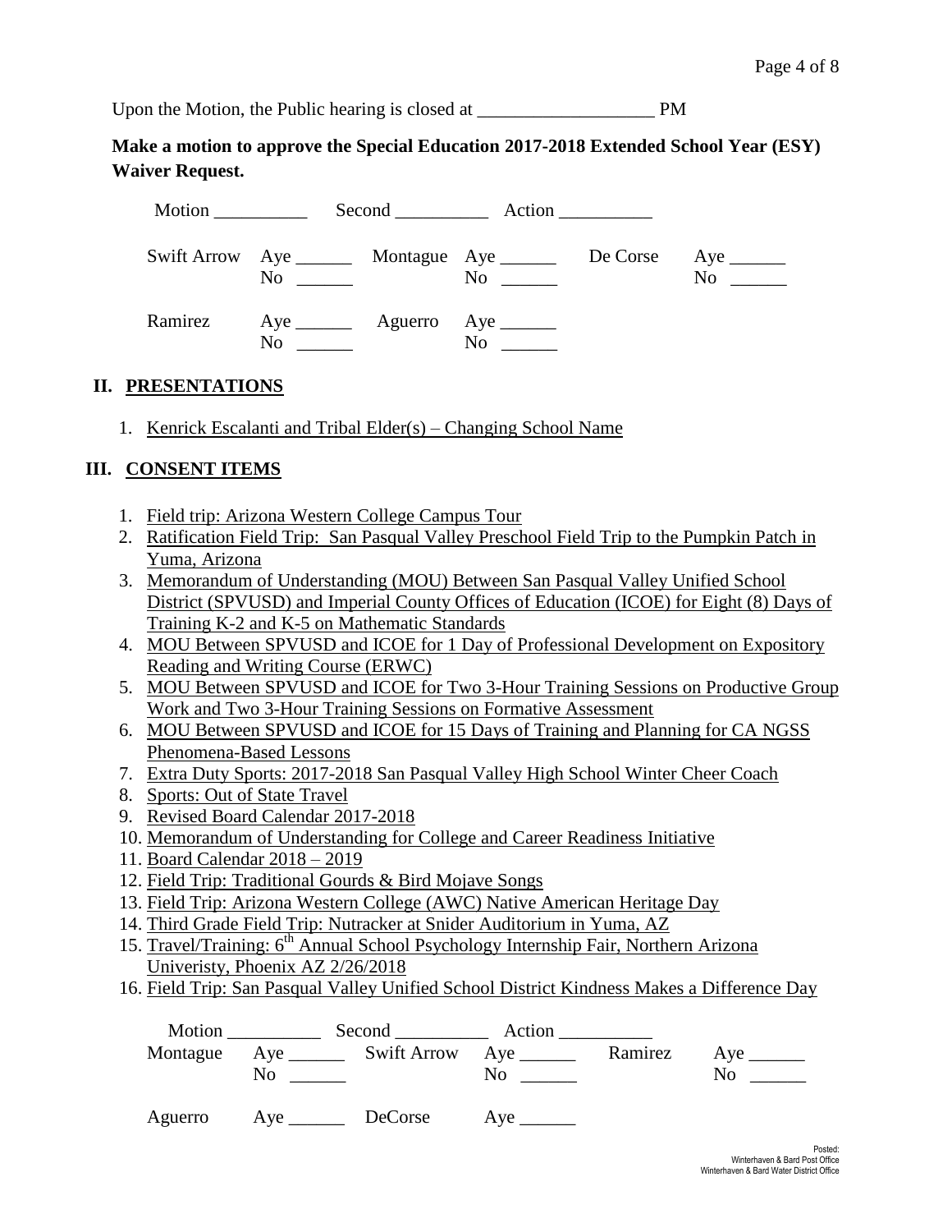Upon the Motion, the Public hearing is closed at ___________________ PM

**Make a motion to approve the Special Education 2017-2018 Extended School Year (ESY) Waiver Request.**

Motion __________ Second __________ Action __________

| | | | | | |
|---|---|---|---|---|---|
| Swift Arrow | Aye ______<br>No ______ | Montague | Aye ______<br>No ______ | De Corse | Aye ______<br>No ______ |
| Ramirez | Aye ______<br>No ______ | Aguerro | Aye ______<br>No ______ | | |

## II. PRESENTATIONS

1. Kenrick Escalanti and Tribal Elder(s) – Changing School Name

## III. CONSENT ITEMS

1. Field trip: Arizona Western College Campus Tour
2. Ratification Field Trip: San Pasqual Valley Preschool Field Trip to the Pumpkin Patch in Yuma, Arizona
3. Memorandum of Understanding (MOU) Between San Pasqual Valley Unified School District (SPVUSD) and Imperial County Offices of Education (ICOE) for Eight (8) Days of Training K-2 and K-5 on Mathematic Standards
4. MOU Between SPVUSD and ICOE for 1 Day of Professional Development on Expository Reading and Writing Course (ERWC)
5. MOU Between SPVUSD and ICOE for Two 3-Hour Training Sessions on Productive Group Work and Two 3-Hour Training Sessions on Formative Assessment
6. MOU Between SPVUSD and ICOE for 15 Days of Training and Planning for CA NGSS Phenomena-Based Lessons
7. Extra Duty Sports: 2017-2018 San Pasqual Valley High School Winter Cheer Coach
8. Sports: Out of State Travel
9. Revised Board Calendar 2017-2018
10. Memorandum of Understanding for College and Career Readiness Initiative
11. Board Calendar 2018 – 2019
12. Field Trip: Traditional Gourds & Bird Mojave Songs
13. Field Trip: Arizona Western College (AWC) Native American Heritage Day
14. Third Grade Field Trip: Nutracker at Snider Auditorium in Yuma, AZ
15. Travel/Training: 6th Annual School Psychology Internship Fair, Northern Arizona Univeristy, Phoenix AZ 2/26/2018
16. Field Trip: San Pasqual Valley Unified School District Kindness Makes a Difference Day

Motion __________ Second __________ Action __________

| | | | | | |
|---|---|---|---|---|---|
| Montague | Aye ______<br>No ______ | Swift Arrow | Aye ______<br>No ______ | Ramirez | Aye ______<br>No ______ |
| Aguerro | Aye ______ | DeCorse | Aye ______ | | |

Posted:
Winterhaven & Bard Post Office
Winterhaven & Bard Water District Office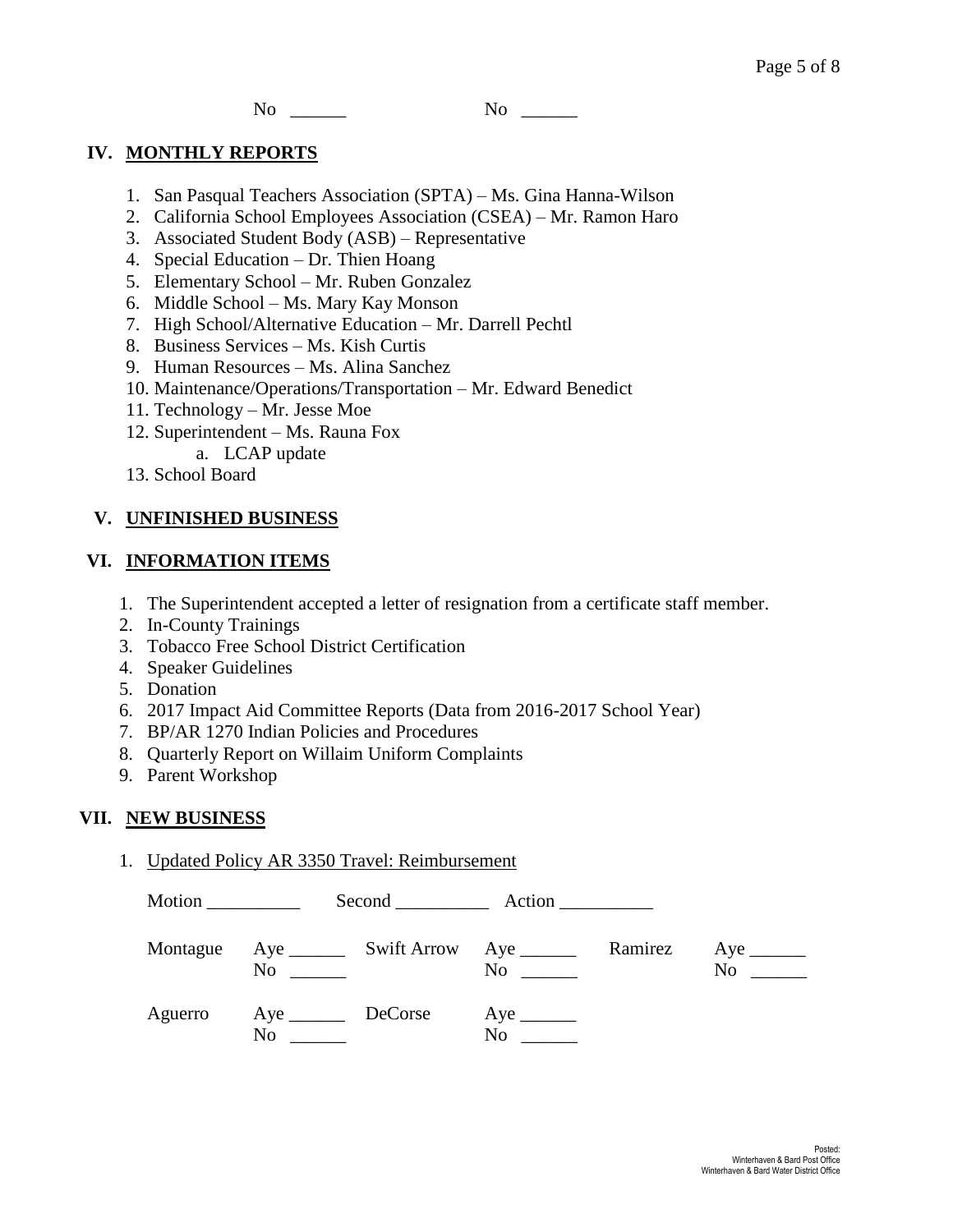No ______ No ______

## IV. MONTHLY REPORTS

1. San Pasqual Teachers Association (SPTA) – Ms. Gina Hanna-Wilson
2. California School Employees Association (CSEA) – Mr. Ramon Haro
3. Associated Student Body (ASB) – Representative
4. Special Education – Dr. Thien Hoang
5. Elementary School – Mr. Ruben Gonzalez
6. Middle School – Ms. Mary Kay Monson
7. High School/Alternative Education – Mr. Darrell Pechtl
8. Business Services – Ms. Kish Curtis
9. Human Resources – Ms. Alina Sanchez
10. Maintenance/Operations/Transportation – Mr. Edward Benedict
11. Technology – Mr. Jesse Moe
12. Superintendent – Ms. Rauna Fox
    a. LCAP update
13. School Board

## V. UNFINISHED BUSINESS

## VI. INFORMATION ITEMS

1. The Superintendent accepted a letter of resignation from a certificate staff member.
2. In-County Trainings
3. Tobacco Free School District Certification
4. Speaker Guidelines
5. Donation
6. 2017 Impact Aid Committee Reports (Data from 2016-2017 School Year)
7. BP/AR 1270 Indian Policies and Procedures
8. Quarterly Report on Willaim Uniform Complaints
9. Parent Workshop

## VII. NEW BUSINESS

1. Updated Policy AR 3350 Travel: Reimbursement

Motion __________ Second __________ Action __________

| | | | | | |
|---|---|---|---|---|---|
| Montague | Aye ______<br>No ______ | Swift Arrow | Aye ______<br>No ______ | Ramirez | Aye ______<br>No ______ |
| Aguerro | Aye ______<br>No ______ | DeCorse | Aye ______<br>No ______ | | |

Posted:
Winterhaven & Bard Post Office
Winterhaven & Bard Water District Office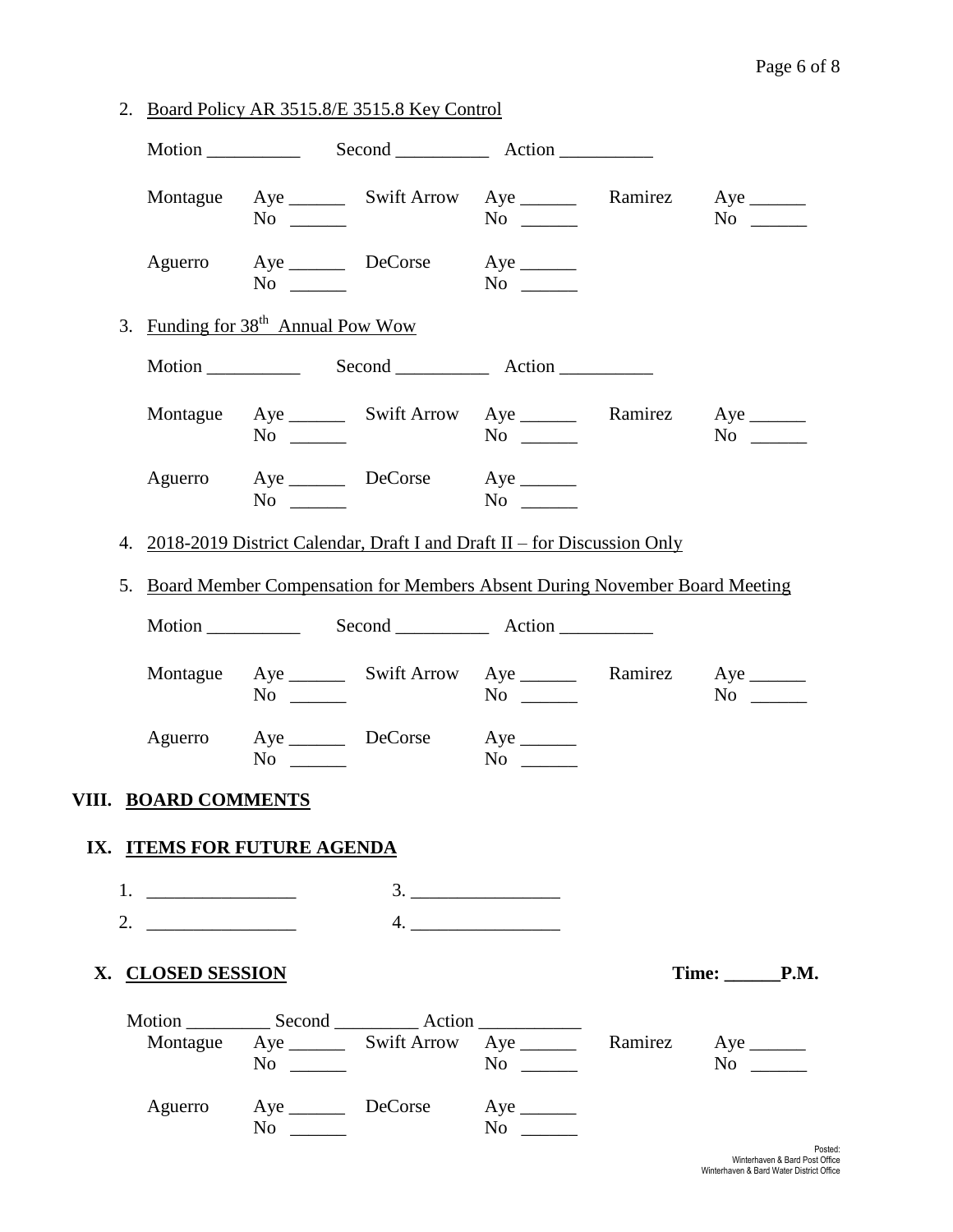2. Board Policy AR 3515.8/E 3515.8 Key Control

Motion __________ Second __________ Action __________

| Montague | Aye ______ | Swift Arrow | Aye ______ | Ramirez | Aye ______ |
|---|---|---|---|---|---|
| | No ______ | | No ______ | | No ______ |
| Aguerro | Aye ______ | DeCorse | Aye ______ | | |
| | No ______ | | No ______ | | |

3. Funding for 38th Annual Pow Wow

Motion __________ Second __________ Action __________

| Montague | Aye ______ | Swift Arrow | Aye ______ | Ramirez | Aye ______ |
|---|---|---|---|---|---|
| | No ______ | | No ______ | | No ______ |
| Aguerro | Aye ______ | DeCorse | Aye ______ | | |
| | No ______ | | No ______ | | |

4. 2018-2019 District Calendar, Draft I and Draft II – for Discussion Only

5. Board Member Compensation for Members Absent During November Board Meeting

Motion __________ Second __________ Action __________

| Montague | Aye ______ | Swift Arrow | Aye ______ | Ramirez | Aye ______ |
|---|---|---|---|---|---|
| | No ______ | | No ______ | | No ______ |
| Aguerro | Aye ______ | DeCorse | Aye ______ | | |
| | No ______ | | No ______ | | |

## VIII. BOARD COMMENTS

## IX. ITEMS FOR FUTURE AGENDA

1. ________________ 3. ________________
2. ________________ 4. ________________

## X. CLOSED SESSION

Time: ______P.M.

Motion _________ Second _________ Action ___________

| Montague | Aye ______ | Swift Arrow | Aye ______ | Ramirez | Aye ______ |
|---|---|---|---|---|---|
| | No ______ | | No ______ | | No ______ |
| Aguerro | Aye ______ | DeCorse | Aye ______ | | |
| | No ______ | | No ______ | | |

Posted:
Winterhaven & Bard Post Office
Winterhaven & Bard Water District Office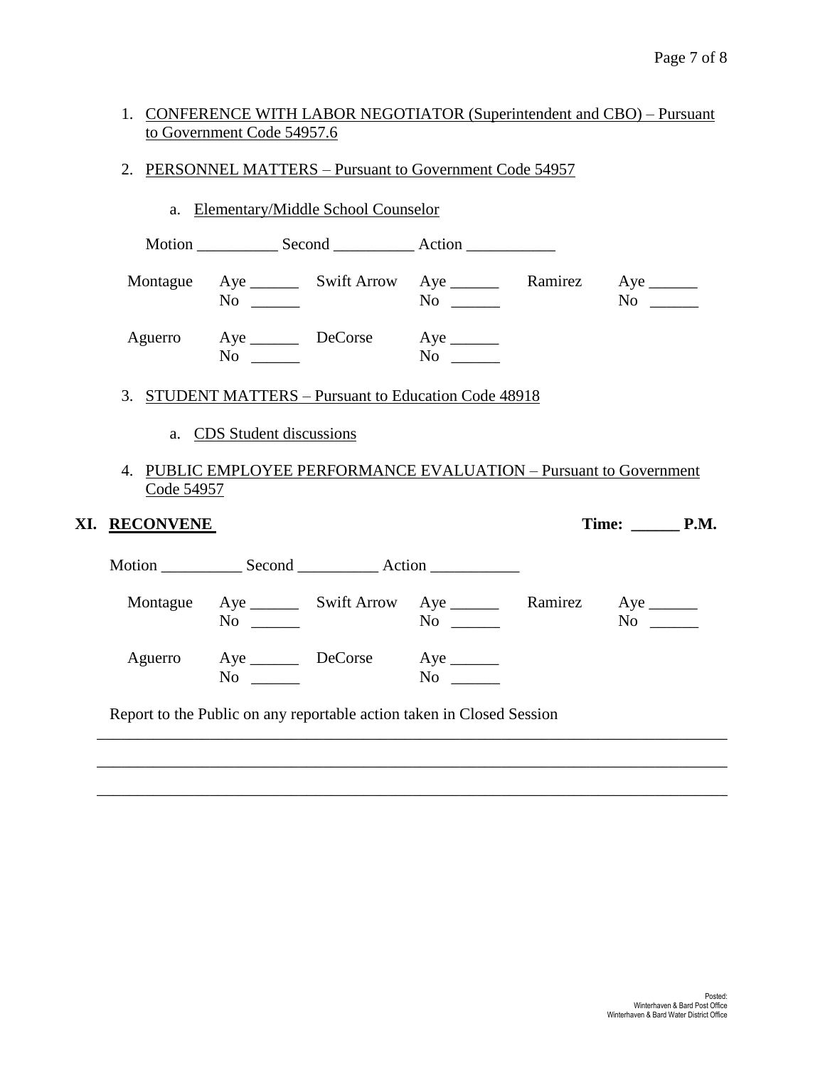1. CONFERENCE WITH LABOR NEGOTIATOR (Superintendent and CBO) – Pursuant to Government Code 54957.6

2. PERSONNEL MATTERS – Pursuant to Government Code 54957

   a. Elementary/Middle School Counselor

   Motion __________ Second __________ Action ___________

   | | | | | | |
   |---|---|---|---|---|---|
   | Montague | Aye ______ No ______ | Swift Arrow | Aye ______ No ______ | Ramirez | Aye ______ No ______ |
   | Aguerro | Aye ______ No ______ | DeCorse | Aye ______ No ______ | | |

3. STUDENT MATTERS – Pursuant to Education Code 48918

   a. CDS Student discussions

4. PUBLIC EMPLOYEE PERFORMANCE EVALUATION – Pursuant to Government Code 54957

## XI. RECONVENE

**Time: ______ P.M.**

Motion __________ Second __________ Action ___________

| | | | | | |
|---|---|---|---|---|---|
| Montague | Aye ______ No ______ | Swift Arrow | Aye ______ No ______ | Ramirez | Aye ______ No ______ |
| Aguerro | Aye ______ No ______ | DeCorse | Aye ______ No ______ | | |

Report to the Public on any reportable action taken in Closed Session

________________________________________________________________________________

________________________________________________________________________________

________________________________________________________________________________

Posted:
Winterhaven & Bard Post Office
Winterhaven & Bard Water District Office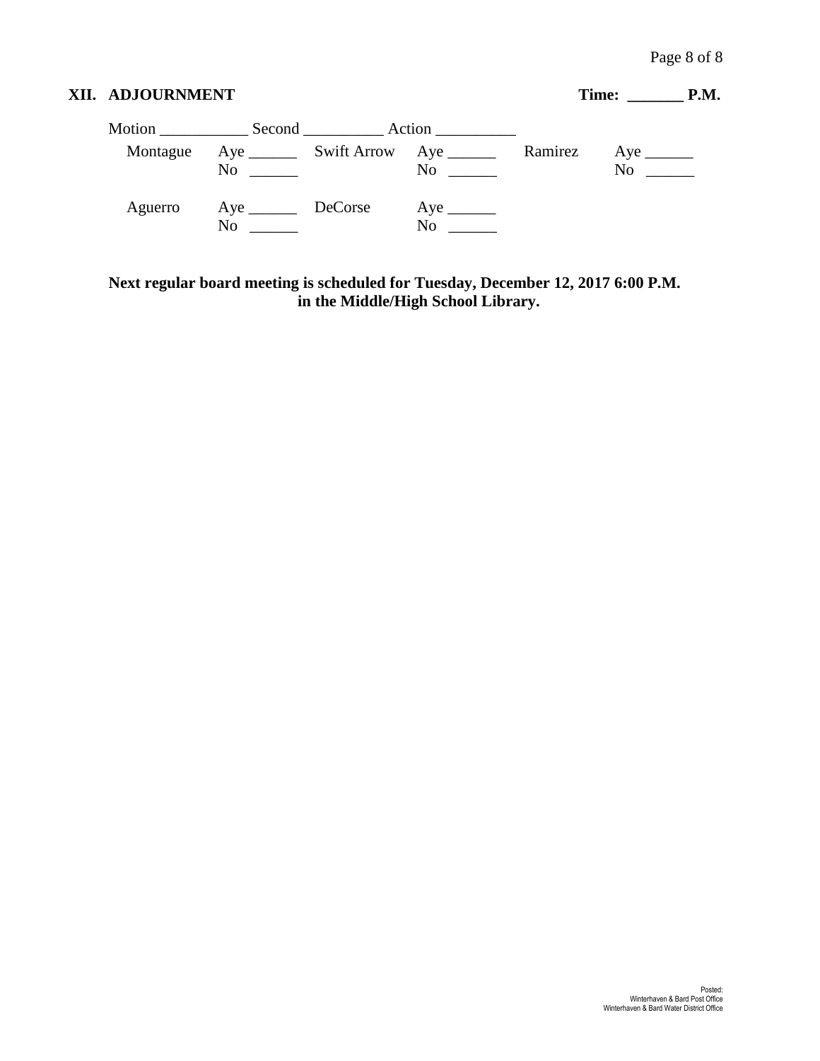## XII. ADJOURNMENT

**Time: _______ P.M.**

Motion ___________ Second __________ Action __________

| | | | | | |
|---|---|---|---|---|---|
| Montague | Aye ______<br>No ______ | Swift Arrow | Aye ______<br>No ______ | Ramirez | Aye ______<br>No ______ |
| Aguerro | Aye ______<br>No ______ | DeCorse | Aye ______<br>No ______ | | |

**Next regular board meeting is scheduled for Tuesday, December 12, 2017 6:00 P.M. in the Middle/High School Library.**

Posted:
Winterhaven & Bard Post Office
Winterhaven & Bard Water District Office